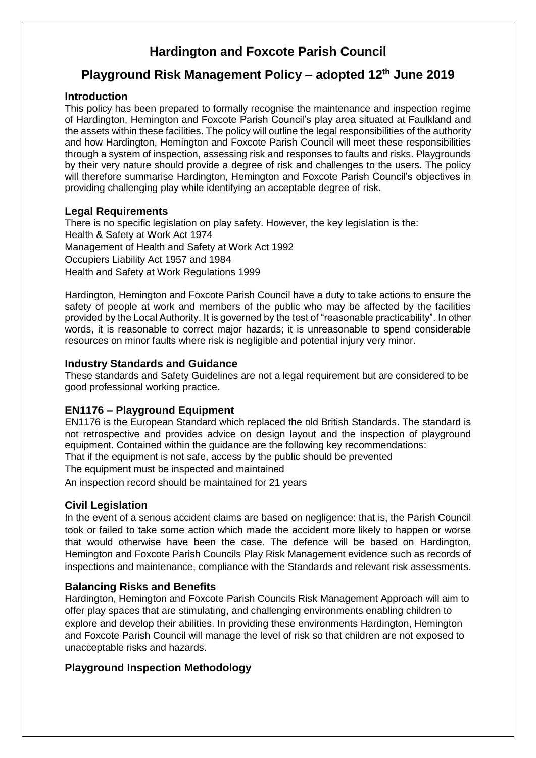# Hardington and Foxcote Parish Council

## Playground Risk Management Policy – adopted 12th June 2019

### Introduction

This policy has been prepared to formally recognise the maintenance and inspection regime of Hardington, Hemington and Foxcote Parish Council's play area situated at Faulkland and the assets within these facilities. The policy will outline the legal responsibilities of the authority and how Hardington, Hemington and Foxcote Parish Council will meet these responsibilities through a system of inspection, assessing risk and responses to faults and risks. Playgrounds by their very nature should provide a degree of risk and challenges to the users. The policy will therefore summarise Hardington, Hemington and Foxcote Parish Council's objectives in providing challenging play while identifying an acceptable degree of risk.

### Legal Requirements

There is no specific legislation on play safety. However, the key legislation is the:
Health & Safety at Work Act 1974
Management of Health and Safety at Work Act 1992
Occupiers Liability Act 1957 and 1984
Health and Safety at Work Regulations 1999

Hardington, Hemington and Foxcote Parish Council have a duty to take actions to ensure the safety of people at work and members of the public who may be affected by the facilities provided by the Local Authority. It is governed by the test of "reasonable practicability". In other words, it is reasonable to correct major hazards; it is unreasonable to spend considerable resources on minor faults where risk is negligible and potential injury very minor.

### Industry Standards and Guidance

These standards and Safety Guidelines are not a legal requirement but are considered to be good professional working practice.

### EN1176 – Playground Equipment

EN1176 is the European Standard which replaced the old British Standards. The standard is not retrospective and provides advice on design layout and the inspection of playground equipment. Contained within the guidance are the following key recommendations:
That if the equipment is not safe, access by the public should be prevented
The equipment must be inspected and maintained
An inspection record should be maintained for 21 years

### Civil Legislation

In the event of a serious accident claims are based on negligence: that is, the Parish Council took or failed to take some action which made the accident more likely to happen or worse that would otherwise have been the case. The defence will be based on Hardington, Hemington and Foxcote Parish Councils Play Risk Management evidence such as records of inspections and maintenance, compliance with the Standards and relevant risk assessments.

### Balancing Risks and Benefits

Hardington, Hemington and Foxcote Parish Councils Risk Management Approach will aim to offer play spaces that are stimulating, and challenging environments enabling children to explore and develop their abilities. In providing these environments Hardington, Hemington and Foxcote Parish Council will manage the level of risk so that children are not exposed to unacceptable risks and hazards.

### Playground Inspection Methodology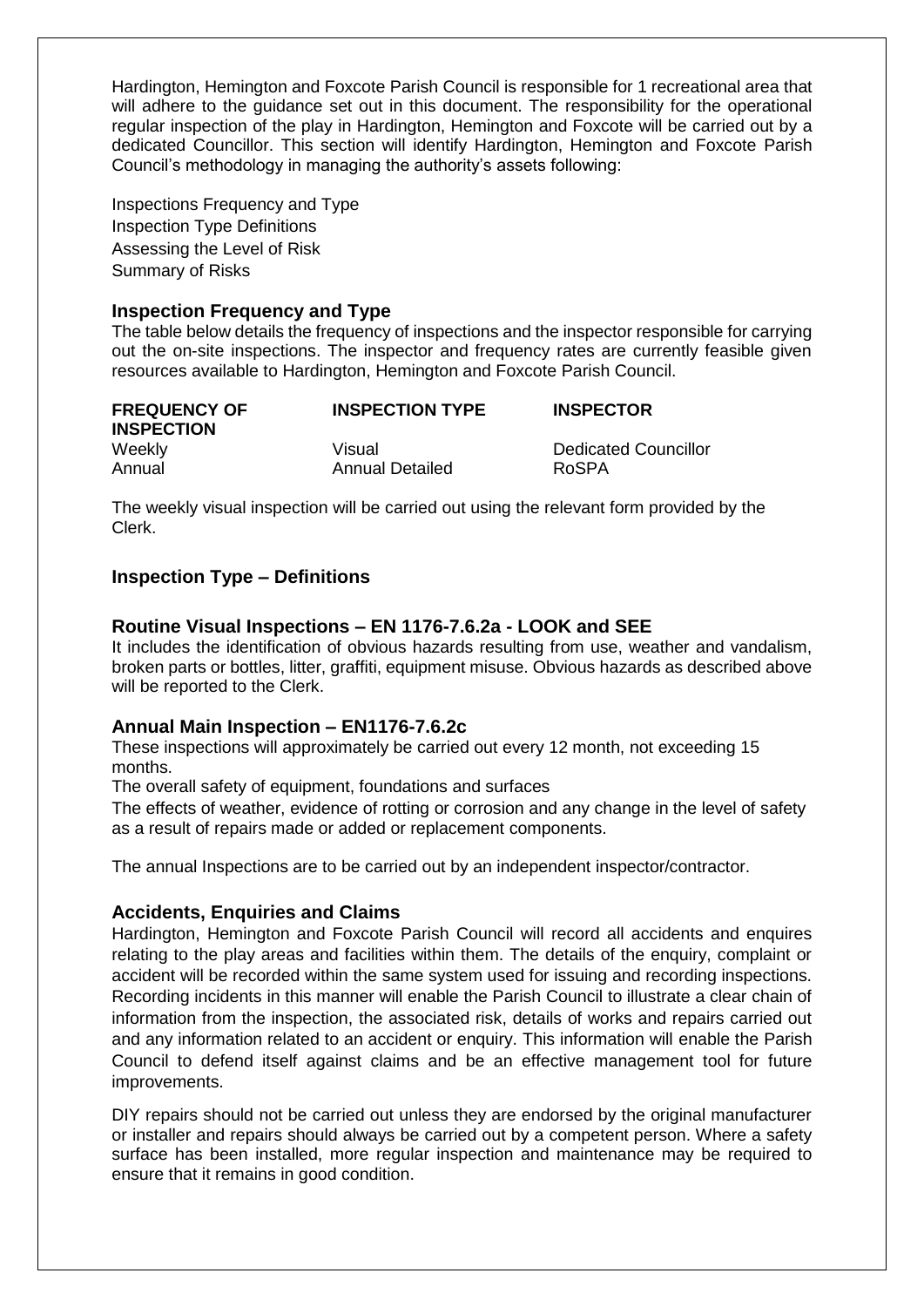Hardington, Hemington and Foxcote Parish Council is responsible for 1 recreational area that will adhere to the guidance set out in this document. The responsibility for the operational regular inspection of the play in Hardington, Hemington and Foxcote will be carried out by a dedicated Councillor. This section will identify Hardington, Hemington and Foxcote Parish Council's methodology in managing the authority's assets following:

Inspections Frequency and Type
Inspection Type Definitions
Assessing the Level of Risk
Summary of Risks

## Inspection Frequency and Type

The table below details the frequency of inspections and the inspector responsible for carrying out the on-site inspections. The inspector and frequency rates are currently feasible given resources available to Hardington, Hemington and Foxcote Parish Council.

| FREQUENCY OF INSPECTION | INSPECTION TYPE | INSPECTOR |
|---|---|---|
| Weekly | Visual | Dedicated Councillor |
| Annual | Annual Detailed | RoSPA |

The weekly visual inspection will be carried out using the relevant form provided by the Clerk.

## Inspection Type – Definitions

### Routine Visual Inspections – EN 1176-7.6.2a - LOOK and SEE

It includes the identification of obvious hazards resulting from use, weather and vandalism, broken parts or bottles, litter, graffiti, equipment misuse. Obvious hazards as described above will be reported to the Clerk.

### Annual Main Inspection – EN1176-7.6.2c

These inspections will approximately be carried out every 12 month, not exceeding 15 months.

The overall safety of equipment, foundations and surfaces

The effects of weather, evidence of rotting or corrosion and any change in the level of safety as a result of repairs made or added or replacement components.

The annual Inspections are to be carried out by an independent inspector/contractor.

## Accidents, Enquiries and Claims

Hardington, Hemington and Foxcote Parish Council will record all accidents and enquires relating to the play areas and facilities within them. The details of the enquiry, complaint or accident will be recorded within the same system used for issuing and recording inspections. Recording incidents in this manner will enable the Parish Council to illustrate a clear chain of information from the inspection, the associated risk, details of works and repairs carried out and any information related to an accident or enquiry. This information will enable the Parish Council to defend itself against claims and be an effective management tool for future improvements.

DIY repairs should not be carried out unless they are endorsed by the original manufacturer or installer and repairs should always be carried out by a competent person. Where a safety surface has been installed, more regular inspection and maintenance may be required to ensure that it remains in good condition.